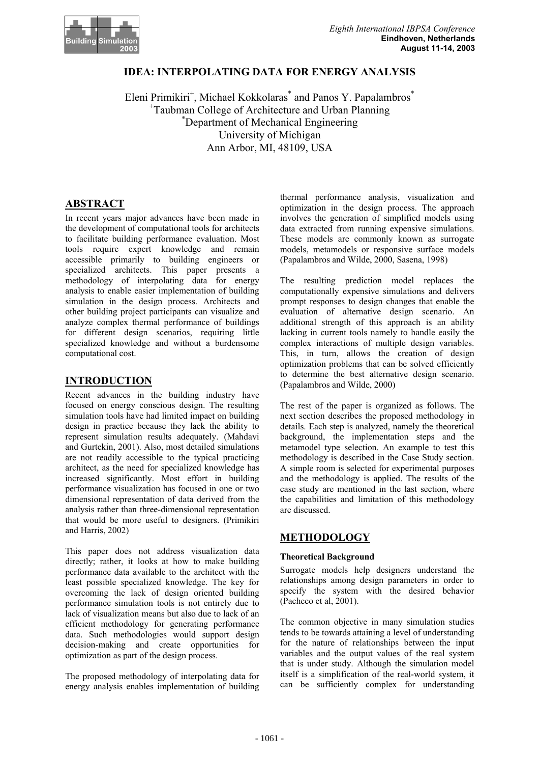# IDEA: INTERPOLATING DATA FOR ENERGY ANALYSIS

Eleni Primikiri[+], Michael Kokkolaras[*] and Panos Y. Papalambros[*]
[+]Taubman College of Architecture and Urban Planning
[*]Department of Mechanical Engineering
University of Michigan
Ann Arbor, MI, 48109, USA

## ABSTRACT

In recent years major advances have been made in the development of computational tools for architects to facilitate building performance evaluation. Most tools require expert knowledge and remain accessible primarily to building engineers or specialized architects. This paper presents a methodology of interpolating data for energy analysis to enable easier implementation of building simulation in the design process. Architects and other building project participants can visualize and analyze complex thermal performance of buildings for different design scenarios, requiring little specialized knowledge and without a burdensome computational cost.

## INTRODUCTION

Recent advances in the building industry have focused on energy conscious design. The resulting simulation tools have had limited impact on building design in practice because they lack the ability to represent simulation results adequately. (Mahdavi and Gurtekin, 2001). Also, most detailed simulations are not readily accessible to the typical practicing architect, as the need for specialized knowledge has increased significantly. Most effort in building performance visualization has focused in one or two dimensional representation of data derived from the analysis rather than three-dimensional representation that would be more useful to designers. (Primikiri and Harris, 2002)

This paper does not address visualization data directly; rather, it looks at how to make building performance data available to the architect with the least possible specialized knowledge. The key for overcoming the lack of design oriented building performance simulation tools is not entirely due to lack of visualization means but also due to lack of an efficient methodology for generating performance data. Such methodologies would support design decision-making and create opportunities for optimization as part of the design process.

The proposed methodology of interpolating data for energy analysis enables implementation of building thermal performance analysis, visualization and optimization in the design process. The approach involves the generation of simplified models using data extracted from running expensive simulations. These models are commonly known as surrogate models, metamodels or responsive surface models (Papalambros and Wilde, 2000, Sasena, 1998)

The resulting prediction model replaces the computationally expensive simulations and delivers prompt responses to design changes that enable the evaluation of alternative design scenario. An additional strength of this approach is an ability lacking in current tools namely to handle easily the complex interactions of multiple design variables. This, in turn, allows the creation of design optimization problems that can be solved efficiently to determine the best alternative design scenario. (Papalambros and Wilde, 2000)

The rest of the paper is organized as follows. The next section describes the proposed methodology in details. Each step is analyzed, namely the theoretical background, the implementation steps and the metamodel type selection. An example to test this methodology is described in the Case Study section. A simple room is selected for experimental purposes and the methodology is applied. The results of the case study are mentioned in the last section, where the capabilities and limitation of this methodology are discussed.

## METHODOLOGY

### Theoretical Background

Surrogate models help designers understand the relationships among design parameters in order to specify the system with the desired behavior (Pacheco et al, 2001).

The common objective in many simulation studies tends to be towards attaining a level of understanding for the nature of relationships between the input variables and the output values of the real system that is under study. Although the simulation model itself is a simplification of the real-world system, it can be sufficiently complex for understanding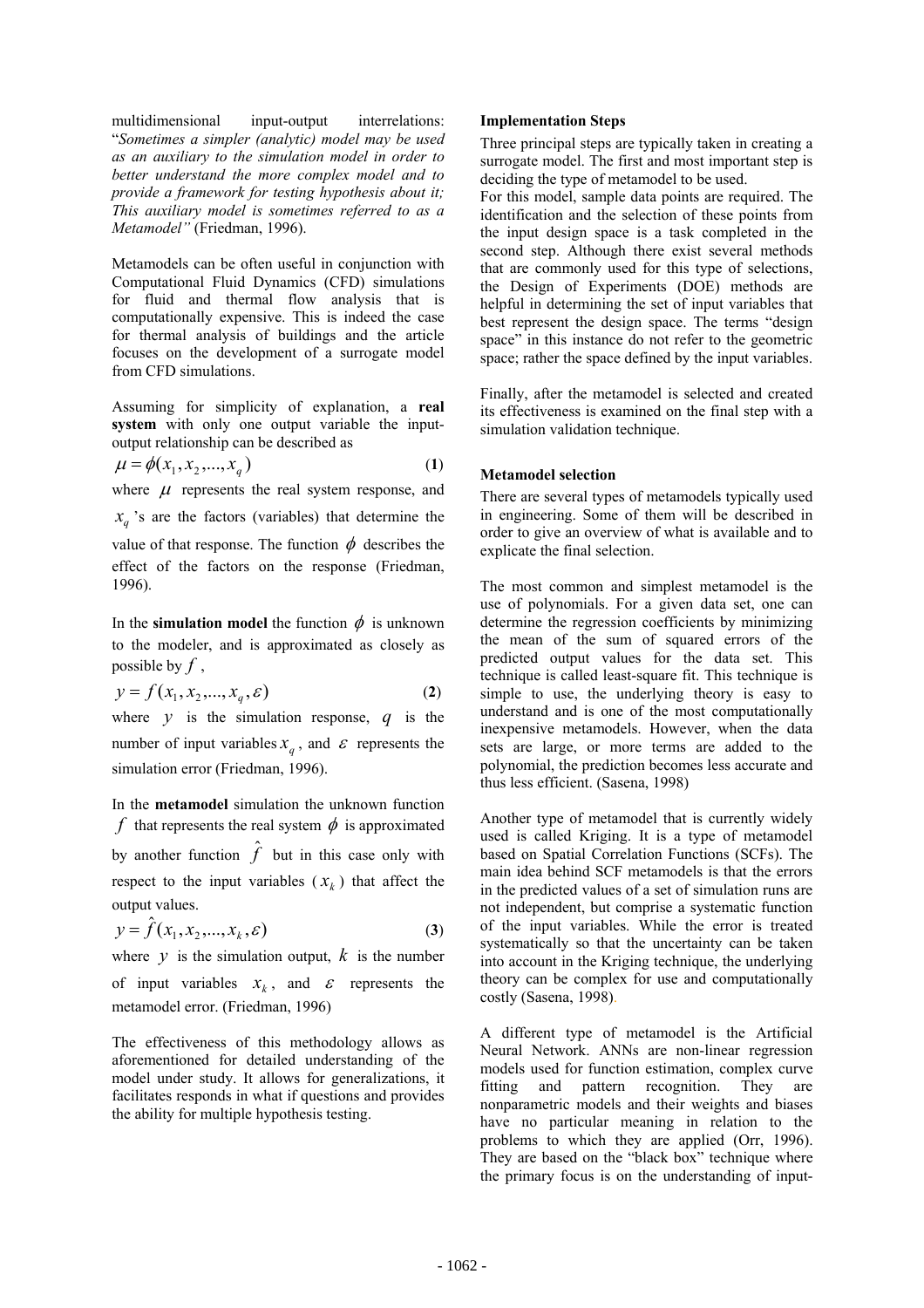multidimensional input-output interrelations: "*Sometimes a simpler (analytic) model may be used as an auxiliary to the simulation model in order to better understand the more complex model and to provide a framework for testing hypothesis about it; This auxiliary model is sometimes referred to as a Metamodel"* (Friedman, 1996).

Metamodels can be often useful in conjunction with Computational Fluid Dynamics (CFD) simulations for fluid and thermal flow analysis that is computationally expensive. This is indeed the case for thermal analysis of buildings and the article focuses on the development of a surrogate model from CFD simulations.

Assuming for simplicity of explanation, a **real system** with only one output variable the input-output relationship can be described as

$$\mu = \phi(x_1, x_2, ..., x_q) \qquad \textbf{(1)}$$

where $\mu$ represents the real system response, and $x_q$'s are the factors (variables) that determine the value of that response. The function $\phi$ describes the effect of the factors on the response (Friedman, 1996).

In the **simulation model** the function $\phi$ is unknown to the modeler, and is approximated as closely as possible by $f$,

$$y = f(x_1, x_2, ..., x_q, \varepsilon) \qquad \textbf{(2)}$$

where $y$ is the simulation response, $q$ is the number of input variables $x_q$, and $\varepsilon$ represents the simulation error (Friedman, 1996).

In the **metamodel** simulation the unknown function $f$ that represents the real system $\phi$ is approximated by another function $\hat{f}$ but in this case only with respect to the input variables ($x_k$) that affect the output values.

$$y = \hat{f}(x_1, x_2, ..., x_k, \varepsilon) \qquad \textbf{(3)}$$

where $y$ is the simulation output, $k$ is the number of input variables $x_k$, and $\varepsilon$ represents the metamodel error. (Friedman, 1996)

The effectiveness of this methodology allows as aforementioned for detailed understanding of the model under study. It allows for generalizations, it facilitates responds in what if questions and provides the ability for multiple hypothesis testing.

**Implementation Steps**

Three principal steps are typically taken in creating a surrogate model. The first and most important step is deciding the type of metamodel to be used.

For this model, sample data points are required. The identification and the selection of these points from the input design space is a task completed in the second step. Although there exist several methods that are commonly used for this type of selections, the Design of Experiments (DOE) methods are helpful in determining the set of input variables that best represent the design space. The terms "design space" in this instance do not refer to the geometric space; rather the space defined by the input variables.

Finally, after the metamodel is selected and created its effectiveness is examined on the final step with a simulation validation technique.

**Metamodel selection**

There are several types of metamodels typically used in engineering. Some of them will be described in order to give an overview of what is available and to explicate the final selection.

The most common and simplest metamodel is the use of polynomials. For a given data set, one can determine the regression coefficients by minimizing the mean of the sum of squared errors of the predicted output values for the data set. This technique is called least-square fit. This technique is simple to use, the underlying theory is easy to understand and is one of the most computationally inexpensive metamodels. However, when the data sets are large, or more terms are added to the polynomial, the prediction becomes less accurate and thus less efficient. (Sasena, 1998)

Another type of metamodel that is currently widely used is called Kriging. It is a type of metamodel based on Spatial Correlation Functions (SCFs). The main idea behind SCF metamodels is that the errors in the predicted values of a set of simulation runs are not independent, but comprise a systematic function of the input variables. While the error is treated systematically so that the uncertainty can be taken into account in the Kriging technique, the underlying theory can be complex for use and computationally costly (Sasena, 1998).

A different type of metamodel is the Artificial Neural Network. ANNs are non-linear regression models used for function estimation, complex curve fitting and pattern recognition. They are nonparametric models and their weights and biases have no particular meaning in relation to the problems to which they are applied (Orr, 1996). They are based on the "black box" technique where the primary focus is on the understanding of input-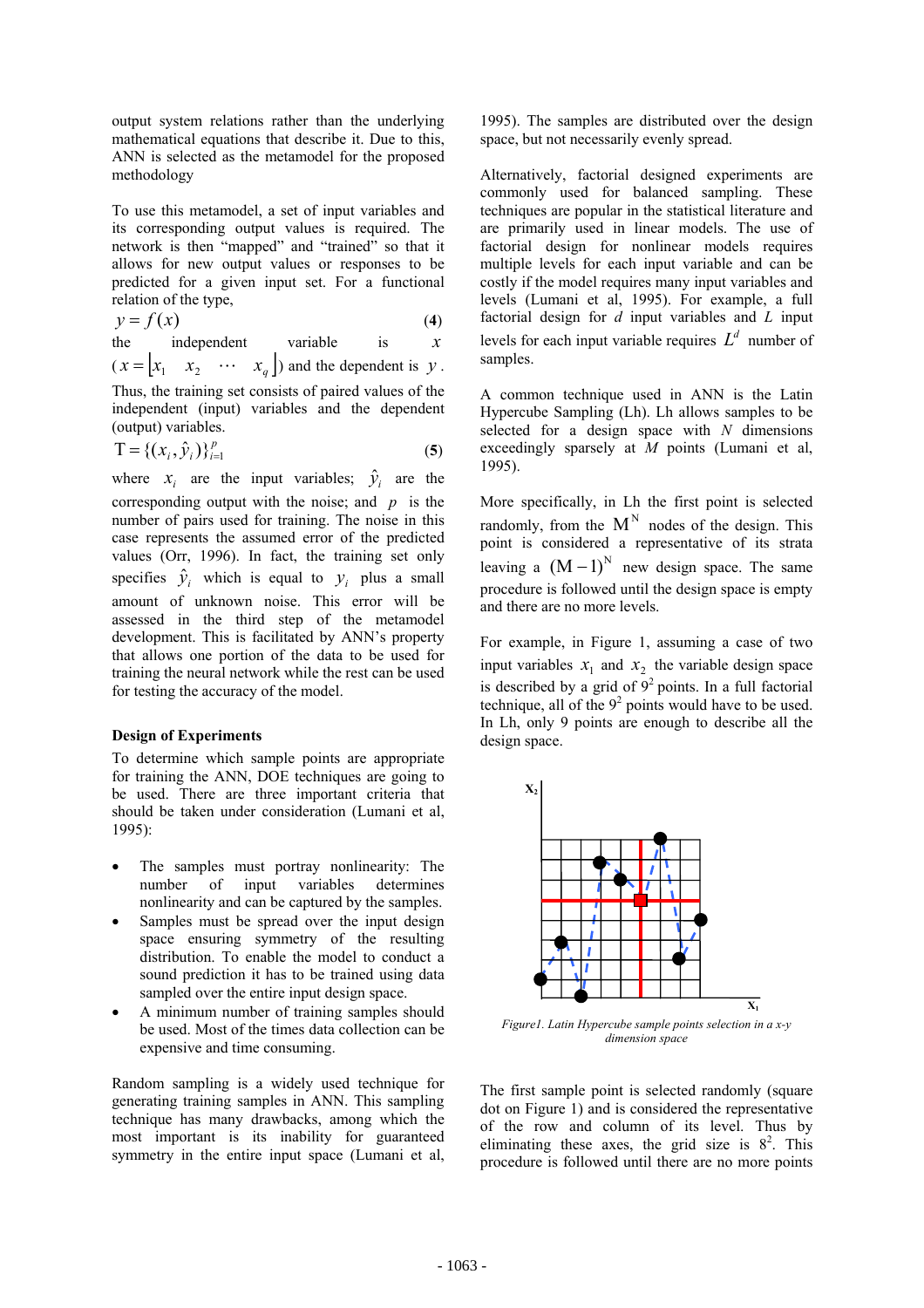output system relations rather than the underlying mathematical equations that describe it. Due to this, ANN is selected as the metamodel for the proposed methodology

To use this metamodel, a set of input variables and its corresponding output values is required. The network is then "mapped" and "trained" so that it allows for new output values or responses to be predicted for a given input set. For a functional relation of the type,

$$y = f(x) \tag{4}$$

the independent variable is $x$ ($x = \lfloor x_1 \quad x_2 \quad \cdots \quad x_q \rfloor$) and the dependent is $y$. Thus, the training set consists of paired values of the independent (input) variables and the dependent (output) variables.

$$\mathrm{T} = \{(x_i, \hat{y}_i)\}_{i=1}^{p} \tag{5}$$

where $x_i$ are the input variables; $\hat{y}_i$ are the corresponding output with the noise; and $p$ is the number of pairs used for training. The noise in this case represents the assumed error of the predicted values (Orr, 1996). In fact, the training set only specifies $\hat{y}_i$ which is equal to $y_i$ plus a small amount of unknown noise. This error will be assessed in the third step of the metamodel development. This is facilitated by ANN's property that allows one portion of the data to be used for training the neural network while the rest can be used for testing the accuracy of the model.

### Design of Experiments

To determine which sample points are appropriate for training the ANN, DOE techniques are going to be used. There are three important criteria that should be taken under consideration (Lumani et al, 1995):

- The samples must portray nonlinearity: The number of input variables determines nonlinearity and can be captured by the samples.
- Samples must be spread over the input design space ensuring symmetry of the resulting distribution. To enable the model to conduct a sound prediction it has to be trained using data sampled over the entire input design space.
- A minimum number of training samples should be used. Most of the times data collection can be expensive and time consuming.

Random sampling is a widely used technique for generating training samples in ANN. This sampling technique has many drawbacks, among which the most important is its inability for guaranteed symmetry in the entire input space (Lumani et al, 1995). The samples are distributed over the design space, but not necessarily evenly spread.

Alternatively, factorial designed experiments are commonly used for balanced sampling. These techniques are popular in the statistical literature and are primarily used in linear models. The use of factorial design for nonlinear models requires multiple levels for each input variable and can be costly if the model requires many input variables and levels (Lumani et al, 1995). For example, a full factorial design for $d$ input variables and $L$ input levels for each input variable requires $L^d$ number of samples.

A common technique used in ANN is the Latin Hypercube Sampling (Lh). Lh allows samples to be selected for a design space with $N$ dimensions exceedingly sparsely at $M$ points (Lumani et al, 1995).

More specifically, in Lh the first point is selected randomly, from the $\mathrm{M}^{\mathrm{N}}$ nodes of the design. This point is considered a representative of its strata leaving a $(\mathrm{M}-1)^{\mathrm{N}}$ new design space. The same procedure is followed until the design space is empty and there are no more levels.

For example, in Figure 1, assuming a case of two input variables $x_1$ and $x_2$ the variable design space is described by a grid of $9^2$ points. In a full factorial technique, all of the $9^2$ points would have to be used. In Lh, only 9 points are enough to describe all the design space.

*Figure1. Latin Hypercube sample points selection in a x-y dimension space*

The first sample point is selected randomly (square dot on Figure 1) and is considered the representative of the row and column of its level. Thus by eliminating these axes, the grid size is $8^2$. This procedure is followed until there are no more points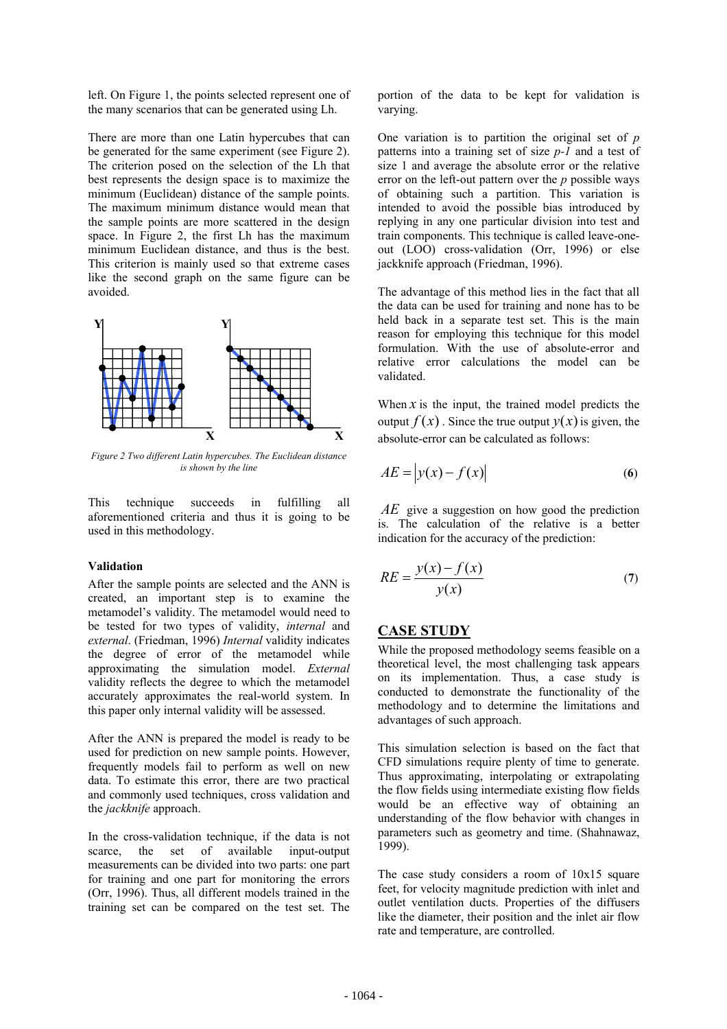left. On Figure 1, the points selected represent one of the many scenarios that can be generated using Lh.

There are more than one Latin hypercubes that can be generated for the same experiment (see Figure 2). The criterion posed on the selection of the Lh that best represents the design space is to maximize the minimum (Euclidean) distance of the sample points. The maximum minimum distance would mean that the sample points are more scattered in the design space. In Figure 2, the first Lh has the maximum minimum Euclidean distance, and thus is the best. This criterion is mainly used so that extreme cases like the second graph on the same figure can be avoided.

*Figure 2 Two different Latin hypercubes. The Euclidean distance is shown by the line*

This technique succeeds in fulfilling all aforementioned criteria and thus it is going to be used in this methodology.

**Validation**

After the sample points are selected and the ANN is created, an important step is to examine the metamodel's validity. The metamodel would need to be tested for two types of validity, *internal* and *external*. (Friedman, 1996) *Internal* validity indicates the degree of error of the metamodel while approximating the simulation model. *External* validity reflects the degree to which the metamodel accurately approximates the real-world system. In this paper only internal validity will be assessed.

After the ANN is prepared the model is ready to be used for prediction on new sample points. However, frequently models fail to perform as well on new data. To estimate this error, there are two practical and commonly used techniques, cross validation and the *jackknife* approach.

In the cross-validation technique, if the data is not scarce, the set of available input-output measurements can be divided into two parts: one part for training and one part for monitoring the errors (Orr, 1996). Thus, all different models trained in the training set can be compared on the test set. The portion of the data to be kept for validation is varying.

One variation is to partition the original set of $p$ patterns into a training set of size $p-1$ and a test of size 1 and average the absolute error or the relative error on the left-out pattern over the $p$ possible ways of obtaining such a partition. This variation is intended to avoid the possible bias introduced by replying in any one particular division into test and train components. This technique is called leave-one-out (LOO) cross-validation (Orr, 1996) or else jackknife approach (Friedman, 1996).

The advantage of this method lies in the fact that all the data can be used for training and none has to be held back in a separate test set. This is the main reason for employing this technique for this model formulation. With the use of absolute-error and relative error calculations the model can be validated.

When $x$ is the input, the trained model predicts the output $f(x)$. Since the true output $y(x)$ is given, the absolute-error can be calculated as follows:

$$AE = \left| y(x) - f(x) \right| \tag{6}$$

$AE$ give a suggestion on how good the prediction is. The calculation of the relative is a better indication for the accuracy of the prediction:

$$RE = \frac{y(x) - f(x)}{y(x)} \tag{7}$$

## CASE STUDY

While the proposed methodology seems feasible on a theoretical level, the most challenging task appears on its implementation. Thus, a case study is conducted to demonstrate the functionality of the methodology and to determine the limitations and advantages of such approach.

This simulation selection is based on the fact that CFD simulations require plenty of time to generate. Thus approximating, interpolating or extrapolating the flow fields using intermediate existing flow fields would be an effective way of obtaining an understanding of the flow behavior with changes in parameters such as geometry and time. (Shahnawaz, 1999).

The case study considers a room of 10x15 square feet, for velocity magnitude prediction with inlet and outlet ventilation ducts. Properties of the diffusers like the diameter, their position and the inlet air flow rate and temperature, are controlled.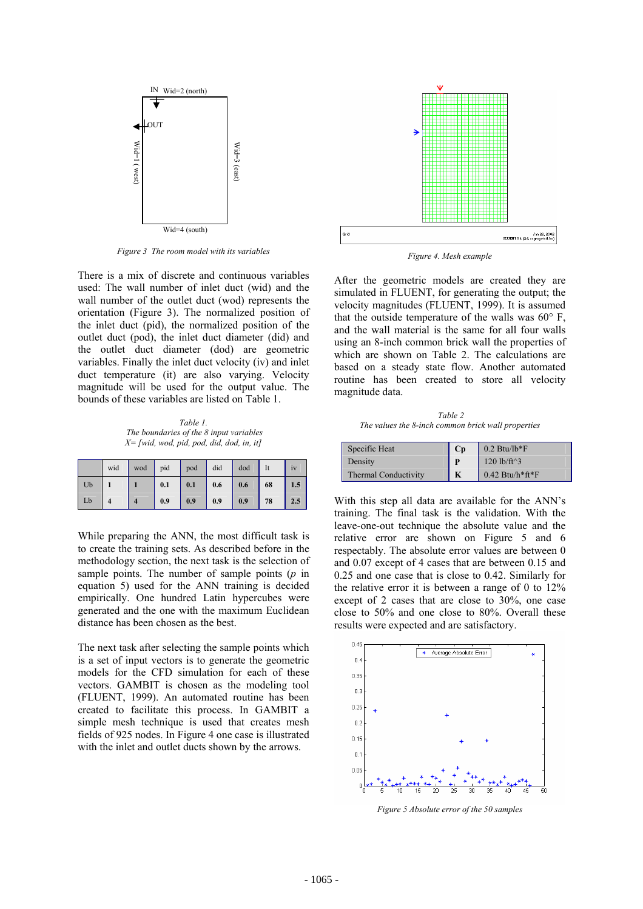*Figure 3 The room model with its variables*

There is a mix of discrete and continuous variables used: The wall number of inlet duct (wid) and the wall number of the outlet duct (wod) represents the orientation (Figure 3). The normalized position of the inlet duct (pid), the normalized position of the outlet duct (pod), the inlet duct diameter (did) and the outlet duct diameter (dod) are geometric variables. Finally the inlet duct velocity (iv) and inlet duct temperature (it) are also varying. Velocity magnitude will be used for the output value. The bounds of these variables are listed on Table 1.

*Table 1.*
*The boundaries of the 8 input variables*
*X= [wid, wod, pid, pod, did, dod, in, it]*

| | wid | wod | pid | pod | did | dod | It | iv |
|---|---|---|---|---|---|---|---|---|
| Ub | **1** | **1** | **0.1** | **0.1** | **0.6** | **0.6** | **68** | **1.5** |
| Lb | **4** | **4** | **0.9** | **0.9** | **0.9** | **0.9** | **78** | **2.5** |

While preparing the ANN, the most difficult task is to create the training sets. As described before in the methodology section, the next task is the selection of sample points. The number of sample points (*p* in equation 5) used for the ANN training is decided empirically. One hundred Latin hypercubes were generated and the one with the maximum Euclidean distance has been chosen as the best.

The next task after selecting the sample points which is a set of input vectors is to generate the geometric models for the CFD simulation for each of these vectors. GAMBIT is chosen as the modeling tool (FLUENT, 1999). An automated routine has been created to facilitate this process. In GAMBIT a simple mesh technique is used that creates mesh fields of 925 nodes. In Figure 4 one case is illustrated with the inlet and outlet ducts shown by the arrows.

*Figure 4. Mesh example*

After the geometric models are created they are simulated in FLUENT, for generating the output; the velocity magnitudes (FLUENT, 1999). It is assumed that the outside temperature of the walls was 60° F, and the wall material is the same for all four walls using an 8-inch common brick wall the properties of which are shown on Table 2. The calculations are based on a steady state flow. Another automated routine has been created to store all velocity magnitude data.

*Table 2*
*The values the 8-inch common brick wall properties*

| | | |
|---|---|---|
| Specific Heat | **Cp** | 0.2 Btu/lb*F |
| Density | **P** | 120 lb/ft^3 |
| Thermal Conductivity | **K** | 0.42 Btu/h*ft*F |

With this step all data are available for the ANN's training. The final task is the validation. With the leave-one-out technique the absolute value and the relative error are shown on Figure 5 and 6 respectably. The absolute error values are between 0 and 0.07 except of 4 cases that are between 0.15 and 0.25 and one case that is close to 0.42. Similarly for the relative error it is between a range of 0 to 12% except of 2 cases that are close to 30%, one case close to 50% and one close to 80%. Overall these results were expected and are satisfactory.

*Figure 5 Absolute error of the 50 samples*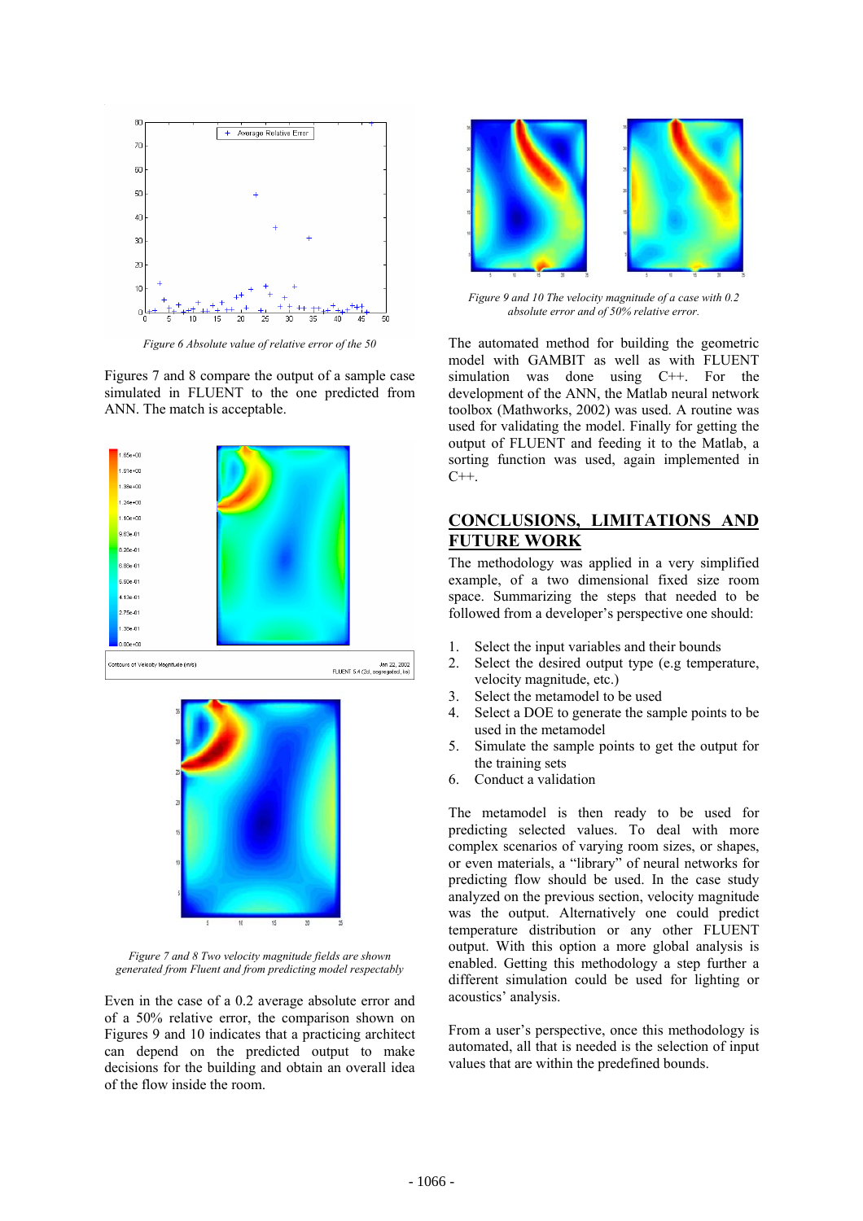Figure 6 Absolute value of relative error of the 50

Figures 7 and 8 compare the output of a sample case simulated in FLUENT to the one predicted from ANN. The match is acceptable.

Figure 7 and 8 Two velocity magnitude fields are shown generated from Fluent and from predicting model respectably

Even in the case of a 0.2 average absolute error and of a 50% relative error, the comparison shown on Figures 9 and 10 indicates that a practicing architect can depend on the predicted output to make decisions for the building and obtain an overall idea of the flow inside the room.

Figure 9 and 10 The velocity magnitude of a case with 0.2 absolute error and of 50% relative error.

The automated method for building the geometric model with GAMBIT as well as with FLUENT simulation was done using C++. For the development of the ANN, the Matlab neural network toolbox (Mathworks, 2002) was used. A routine was used for validating the model. Finally for getting the output of FLUENT and feeding it to the Matlab, a sorting function was used, again implemented in C++.

## CONCLUSIONS, LIMITATIONS AND FUTURE WORK

The methodology was applied in a very simplified example, of a two dimensional fixed size room space. Summarizing the steps that needed to be followed from a developer's perspective one should:

1. Select the input variables and their bounds
2. Select the desired output type (e.g temperature, velocity magnitude, etc.)
3. Select the metamodel to be used
4. Select a DOE to generate the sample points to be used in the metamodel
5. Simulate the sample points to get the output for the training sets
6. Conduct a validation

The metamodel is then ready to be used for predicting selected values. To deal with more complex scenarios of varying room sizes, or shapes, or even materials, a "library" of neural networks for predicting flow should be used. In the case study analyzed on the previous section, velocity magnitude was the output. Alternatively one could predict temperature distribution or any other FLUENT output. With this option a more global analysis is enabled. Getting this methodology a step further a different simulation could be used for lighting or acoustics' analysis.

From a user's perspective, once this methodology is automated, all that is needed is the selection of input values that are within the predefined bounds.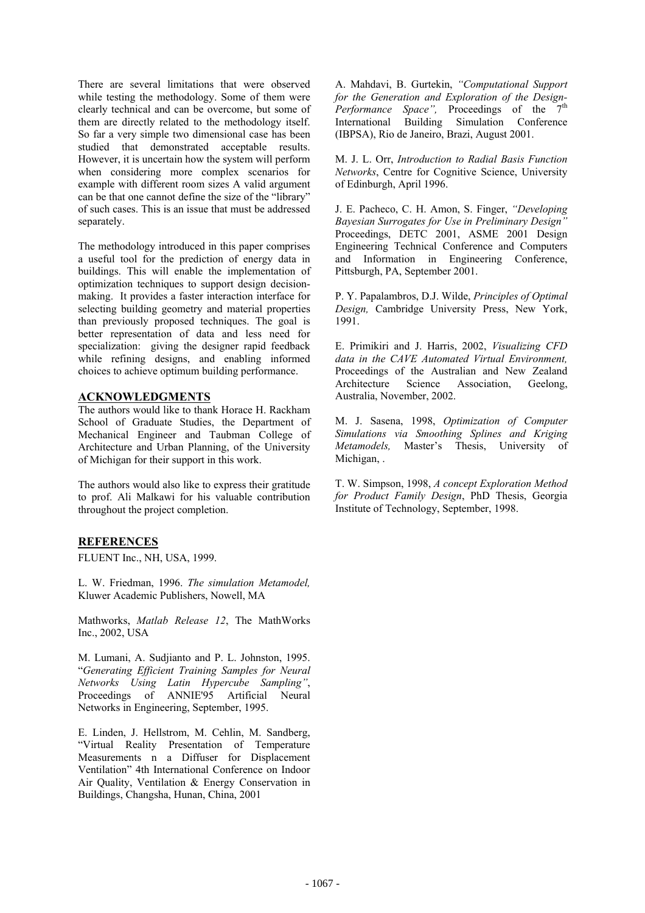There are several limitations that were observed while testing the methodology. Some of them were clearly technical and can be overcome, but some of them are directly related to the methodology itself. So far a very simple two dimensional case has been studied that demonstrated acceptable results. However, it is uncertain how the system will perform when considering more complex scenarios for example with different room sizes A valid argument can be that one cannot define the size of the "library" of such cases. This is an issue that must be addressed separately.

The methodology introduced in this paper comprises a useful tool for the prediction of energy data in buildings. This will enable the implementation of optimization techniques to support design decision-making. It provides a faster interaction interface for selecting building geometry and material properties than previously proposed techniques. The goal is better representation of data and less need for specialization: giving the designer rapid feedback while refining designs, and enabling informed choices to achieve optimum building performance.

## ACKNOWLEDGMENTS

The authors would like to thank Horace H. Rackham School of Graduate Studies, the Department of Mechanical Engineer and Taubman College of Architecture and Urban Planning, of the University of Michigan for their support in this work.

The authors would also like to express their gratitude to prof. Ali Malkawi for his valuable contribution throughout the project completion.

## REFERENCES

FLUENT Inc., NH, USA, 1999.

L. W. Friedman, 1996. *The simulation Metamodel,* Kluwer Academic Publishers, Nowell, MA

Mathworks, *Matlab Release 12*, The MathWorks Inc., 2002, USA

M. Lumani, A. Sudjianto and P. L. Johnston, 1995. "*Generating Efficient Training Samples for Neural Networks Using Latin Hypercube Sampling"*, Proceedings of ANNIE'95 Artificial Neural Networks in Engineering, September, 1995.

E. Linden, J. Hellstrom, M. Cehlin, M. Sandberg, "Virtual Reality Presentation of Temperature Measurements n a Diffuser for Displacement Ventilation" 4th International Conference on Indoor Air Quality, Ventilation & Energy Conservation in Buildings, Changsha, Hunan, China, 2001

A. Mahdavi, B. Gurtekin, *"Computational Support for the Generation and Exploration of the Design-Performance Space",* Proceedings of the 7th International Building Simulation Conference (IBPSA), Rio de Janeiro, Brazi, August 2001.

M. J. L. Orr, *Introduction to Radial Basis Function Networks*, Centre for Cognitive Science, University of Edinburgh, April 1996.

J. E. Pacheco, C. H. Amon, S. Finger, *"Developing Bayesian Surrogates for Use in Preliminary Design"* Proceedings, DETC 2001, ASME 2001 Design Engineering Technical Conference and Computers and Information in Engineering Conference, Pittsburgh, PA, September 2001.

P. Y. Papalambros, D.J. Wilde, *Principles of Optimal Design,* Cambridge University Press, New York, 1991.

E. Primikiri and J. Harris, 2002, *Visualizing CFD data in the CAVE Automated Virtual Environment,* Proceedings of the Australian and New Zealand Architecture Science Association, Geelong, Australia, November, 2002.

M. J. Sasena, 1998, *Optimization of Computer Simulations via Smoothing Splines and Kriging Metamodels,* Master's Thesis, University of Michigan, .

T. W. Simpson, 1998, *A concept Exploration Method for Product Family Design*, PhD Thesis, Georgia Institute of Technology, September, 1998.